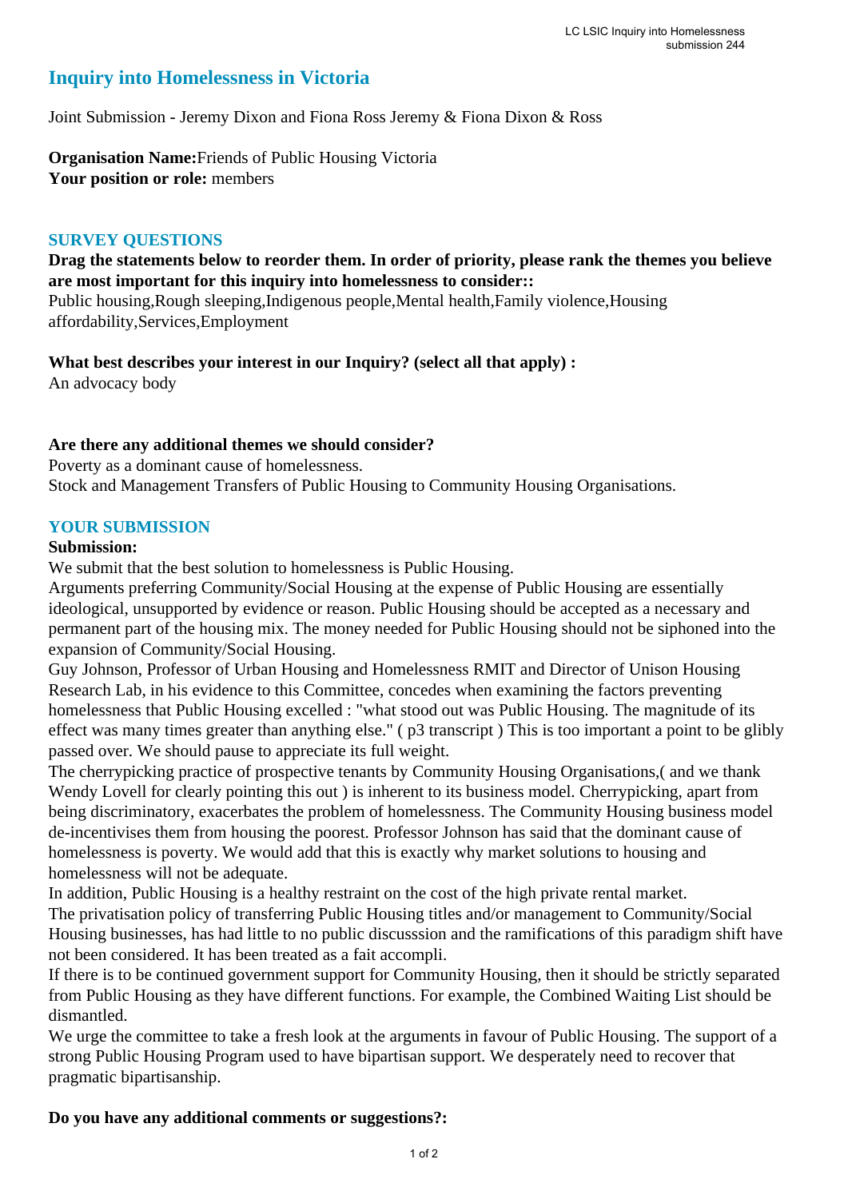# Inquiry into Homelessness in Victoria

Joint Submission - Jeremy Dixon and Fiona Ross Jeremy & Fiona Dixon & Ross

**Organisation Name:** Friends of Public Housing Victoria
**Your position or role:** members

## SURVEY QUESTIONS

**Drag the statements below to reorder them. In order of priority, please rank the themes you believe are most important for this inquiry into homelessness to consider::**
Public housing,Rough sleeping,Indigenous people,Mental health,Family violence,Housing affordability,Services,Employment

**What best describes your interest in our Inquiry? (select all that apply) :**
An advocacy body

**Are there any additional themes we should consider?**
Poverty as a dominant cause of homelessness.
Stock and Management Transfers of Public Housing to Community Housing Organisations.

## YOUR SUBMISSION

**Submission:**
We submit that the best solution to homelessness is Public Housing.
Arguments preferring Community/Social Housing at the expense of Public Housing are essentially ideological, unsupported by evidence or reason. Public Housing should be accepted as a necessary and permanent part of the housing mix. The money needed for Public Housing should not be siphoned into the expansion of Community/Social Housing.
Guy Johnson, Professor of Urban Housing and Homelessness RMIT and Director of Unison Housing Research Lab, in his evidence to this Committee, concedes when examining the factors preventing homelessness that Public Housing excelled : "what stood out was Public Housing. The magnitude of its effect was many times greater than anything else." ( p3 transcript ) This is too important a point to be glibly passed over. We should pause to appreciate its full weight.
The cherrypicking practice of prospective tenants by Community Housing Organisations,( and we thank Wendy Lovell for clearly pointing this out ) is inherent to its business model. Cherrypicking, apart from being discriminatory, exacerbates the problem of homelessness. The Community Housing business model de-incentivises them from housing the poorest. Professor Johnson has said that the dominant cause of homelessness is poverty. We would add that this is exactly why market solutions to housing and homelessness will not be adequate.
In addition, Public Housing is a healthy restraint on the cost of the high private rental market.
The privatisation policy of transferring Public Housing titles and/or management to Community/Social Housing businesses, has had little to no public discusssion and the ramifications of this paradigm shift have not been considered. It has been treated as a fait accompli.
If there is to be continued government support for Community Housing, then it should be strictly separated from Public Housing as they have different functions. For example, the Combined Waiting List should be dismantled.
We urge the committee to take a fresh look at the arguments in favour of Public Housing. The support of a strong Public Housing Program used to have bipartisan support. We desperately need to recover that pragmatic bipartisanship.

**Do you have any additional comments or suggestions?:**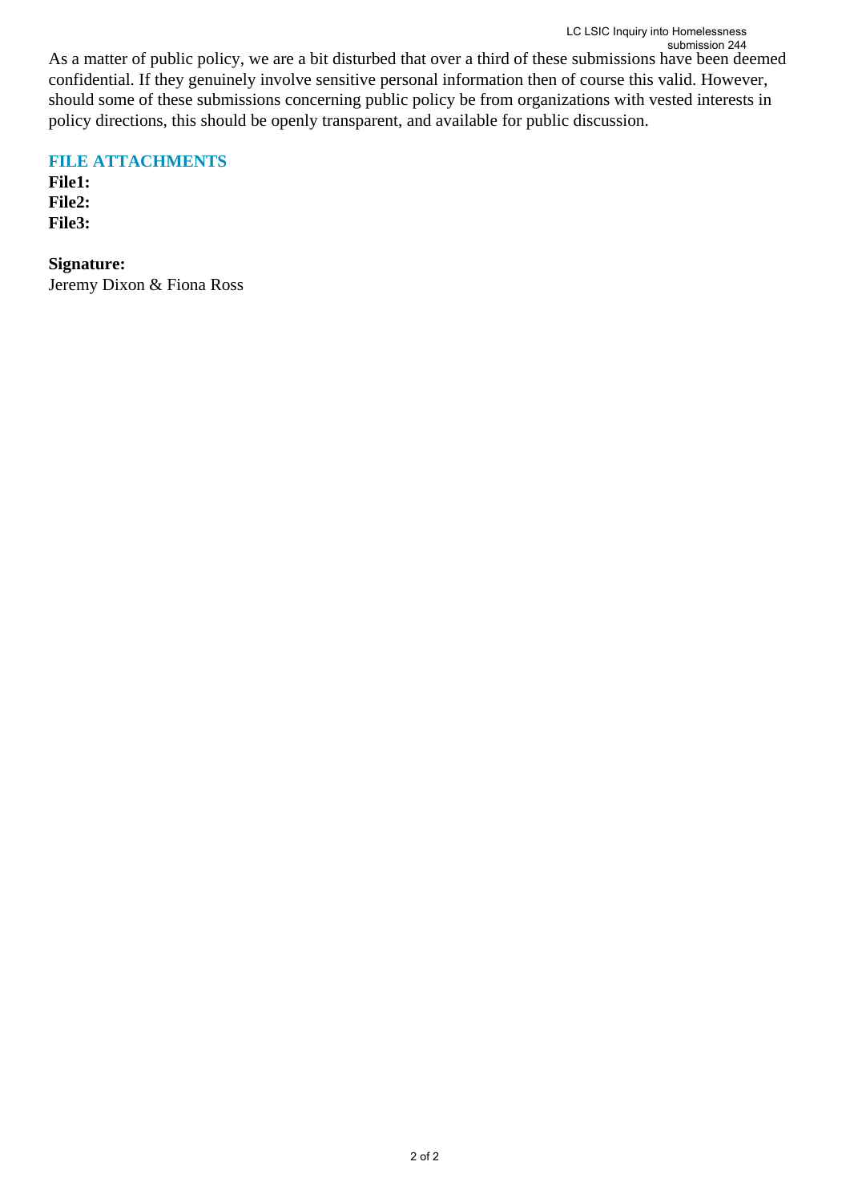As a matter of public policy, we are a bit disturbed that over a third of these submissions have been deemed confidential. If they genuinely involve sensitive personal information then of course this valid. However, should some of these submissions concerning public policy be from organizations with vested interests in policy directions, this should be openly transparent, and available for public discussion.

## FILE ATTACHMENTS

**File1:**
**File2:**
**File3:**

**Signature:**
Jeremy Dixon & Fiona Ross